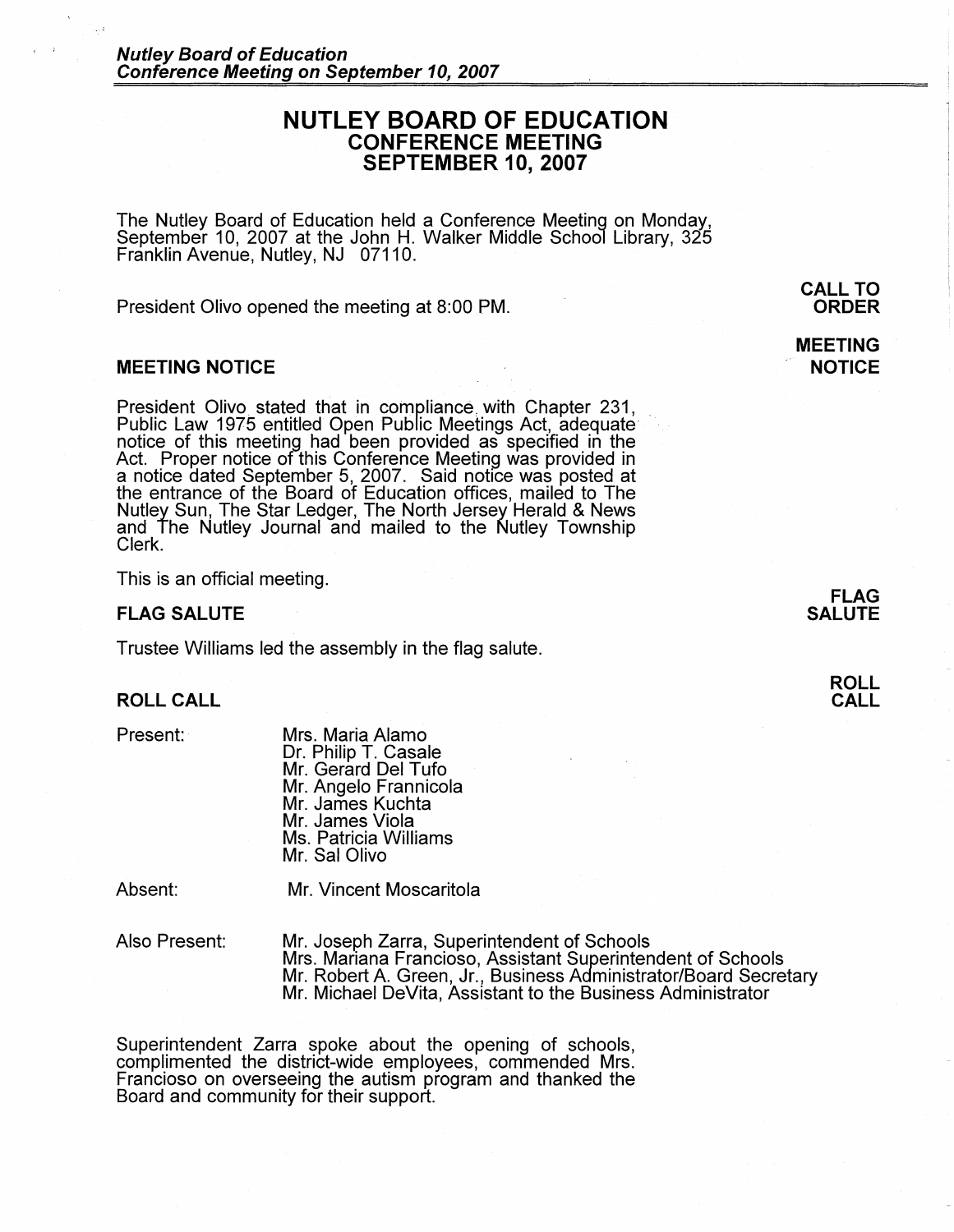# NUTLEY BOARD OF EDUCATION
## CONFERENCE MEETING
## SEPTEMBER 10, 2007

The Nutley Board of Education held a Conference Meeting on Monday, September 10, 2007 at the John H. Walker Middle School Library, 325 Franklin Avenue, Nutley, NJ 07110.

**CALL TO ORDER**

President Olivo opened the meeting at 8:00 PM.

**MEETING NOTICE**

### MEETING NOTICE

President Olivo stated that in compliance with Chapter 231, Public Law 1975 entitled Open Public Meetings Act, adequate notice of this meeting had been provided as specified in the Act. Proper notice of this Conference Meeting was provided in a notice dated September 5, 2007. Said notice was posted at the entrance of the Board of Education offices, mailed to The Nutley Sun, The Star Ledger, The North Jersey Herald & News and The Nutley Journal and mailed to the Nutley Township Clerk.

This is an official meeting.

**FLAG SALUTE**

### FLAG SALUTE

Trustee Williams led the assembly in the flag salute.

**ROLL CALL**

### ROLL CALL

Present:
- Mrs. Maria Alamo
- Dr. Philip T. Casale
- Mr. Gerard Del Tufo
- Mr. Angelo Frannicola
- Mr. James Kuchta
- Mr. James Viola
- Ms. Patricia Williams
- Mr. Sal Olivo

Absent:
- Mr. Vincent Moscaritola

Also Present:
- Mr. Joseph Zarra, Superintendent of Schools
- Mrs. Mariana Francioso, Assistant Superintendent of Schools
- Mr. Robert A. Green, Jr., Business Administrator/Board Secretary
- Mr. Michael DeVita, Assistant to the Business Administrator

Superintendent Zarra spoke about the opening of schools, complimented the district-wide employees, commended Mrs. Francioso on overseeing the autism program and thanked the Board and community for their support.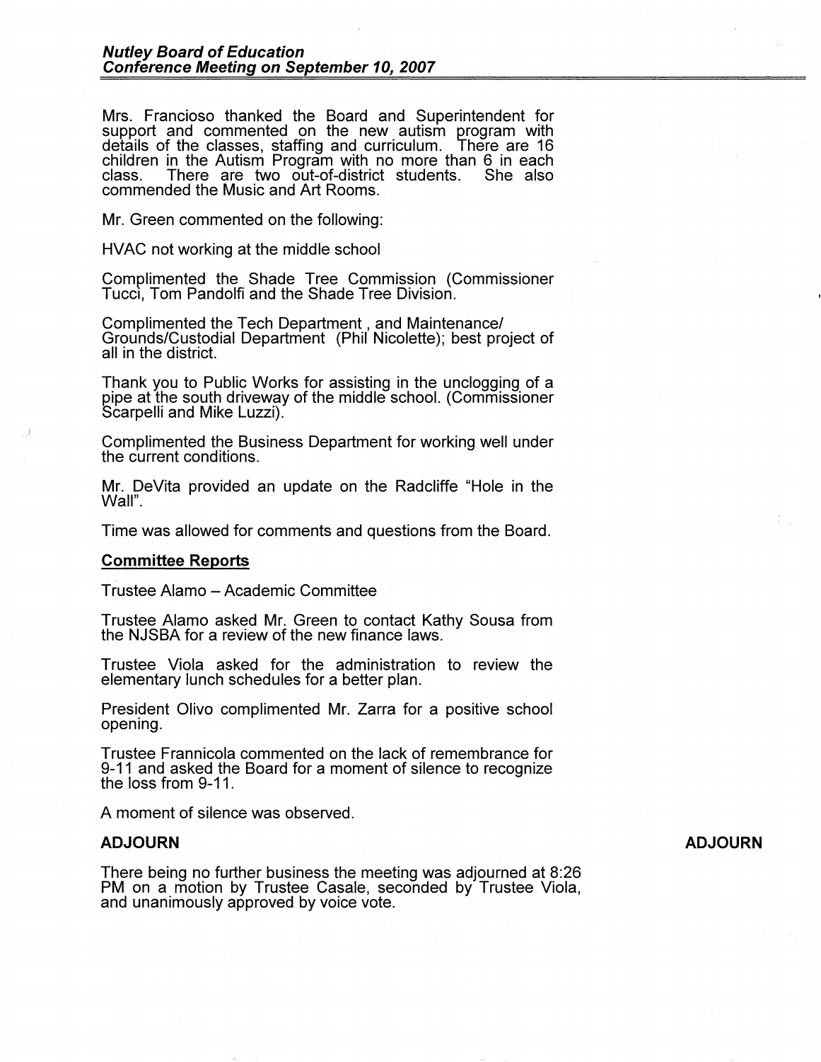Mrs. Francioso thanked the Board and Superintendent for support and commented on the new autism program with details of the classes, staffing and curriculum. There are 16 children in the Autism Program with no more than 6 in each class. There are two out-of-district students. She also commended the Music and Art Rooms.

Mr. Green commented on the following:

HVAC not working at the middle school

Complimented the Shade Tree Commission (Commissioner Tucci, Tom Pandolfi and the Shade Tree Division.

Complimented the Tech Department , and Maintenance/ Grounds/Custodial Department (Phil Nicolette); best project of all in the district.

Thank you to Public Works for assisting in the unclogging of a pipe at the south driveway of the middle school. (Commissioner Scarpelli and Mike Luzzi).

Complimented the Business Department for working well under the current conditions.

Mr. DeVita provided an update on the Radcliffe "Hole in the Wall".

Time was allowed for comments and questions from the Board.

**Committee Reports**

Trustee Alamo – Academic Committee

Trustee Alamo asked Mr. Green to contact Kathy Sousa from the NJSBA for a review of the new finance laws.

Trustee Viola asked for the administration to review the elementary lunch schedules for a better plan.

President Olivo complimented Mr. Zarra for a positive school opening.

Trustee Frannicola commented on the lack of remembrance for 9-11 and asked the Board for a moment of silence to recognize the loss from 9-11.

A moment of silence was observed.

## ADJOURN

**ADJOURN**

There being no further business the meeting was adjourned at 8:26 PM on a motion by Trustee Casale, seconded by Trustee Viola, and unanimously approved by voice vote.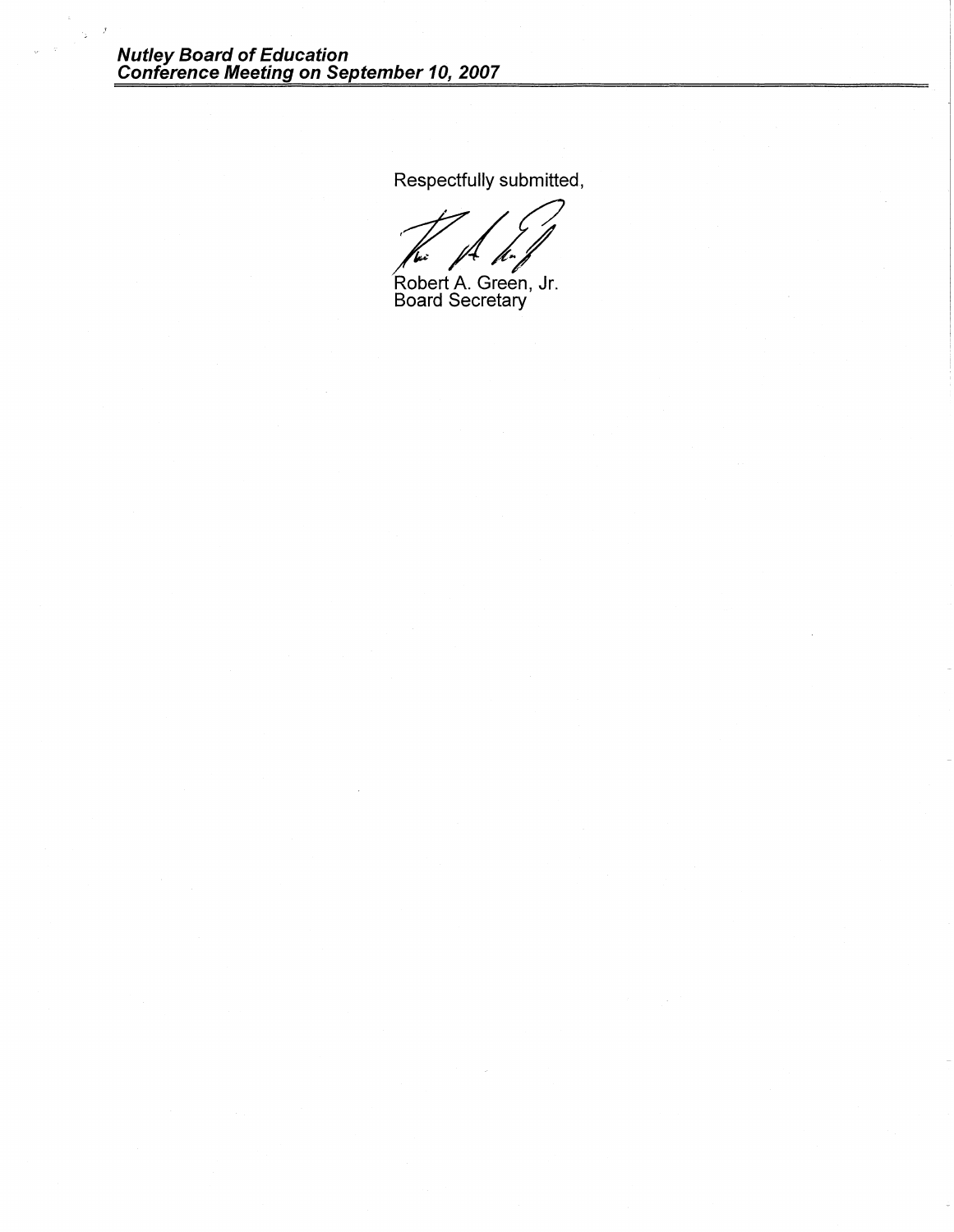Respectfully submitted,

Robert A. Green, Jr.
Board Secretary